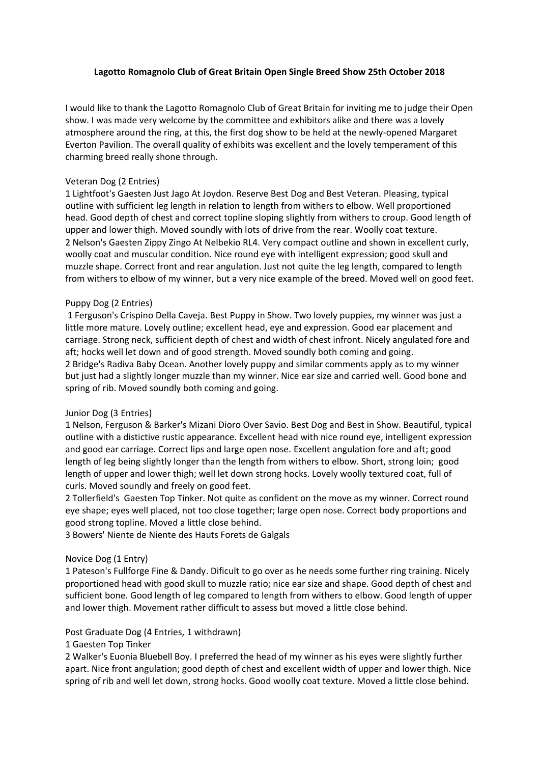**Lagotto Romagnolo Club of Great Britain Open Single Breed Show 25th October 2018**

I would like to thank the Lagotto Romagnolo Club of Great Britain for inviting me to judge their Open show. I was made very welcome by the committee and exhibitors alike and there was a lovely atmosphere around the ring, at this, the first dog show to be held at the newly-opened Margaret Everton Pavilion. The overall quality of exhibits was excellent and the lovely temperament of this charming breed really shone through.

Veteran Dog (2 Entries)
1 Lightfoot's Gaesten Just Jago At Joydon. Reserve Best Dog and Best Veteran. Pleasing, typical outline with sufficient leg length in relation to length from withers to elbow. Well proportioned head. Good depth of chest and correct topline sloping slightly from withers to croup. Good length of upper and lower thigh. Moved soundly with lots of drive from the rear. Woolly coat texture.
2 Nelson's Gaesten Zippy Zingo At Nelbekio RL4. Very compact outline and shown in excellent curly, woolly coat and muscular condition. Nice round eye with intelligent expression; good skull and muzzle shape. Correct front and rear angulation. Just not quite the leg length, compared to length from withers to elbow of my winner, but a very nice example of the breed. Moved well on good feet.

Puppy Dog (2 Entries)
1 Ferguson's Crispino Della Caveja. Best Puppy in Show. Two lovely puppies, my winner was just a little more mature. Lovely outline; excellent head, eye and expression. Good ear placement and carriage. Strong neck, sufficient depth of chest and width of chest infront. Nicely angulated fore and aft; hocks well let down and of good strength. Moved soundly both coming and going.
2 Bridge's Radiva Baby Ocean. Another lovely puppy and similar comments apply as to my winner but just had a slightly longer muzzle than my winner. Nice ear size and carried well. Good bone and spring of rib. Moved soundly both coming and going.

Junior Dog (3 Entries)
1 Nelson, Ferguson & Barker's Mizani Dioro Over Savio. Best Dog and Best in Show. Beautiful, typical outline with a distictive rustic appearance. Excellent head with nice round eye, intelligent expression and good ear carriage. Correct lips and large open nose. Excellent angulation fore and aft; good length of leg being slightly longer than the length from withers to elbow. Short, strong loin; good length of upper and lower thigh; well let down strong hocks. Lovely woolly textured coat, full of curls. Moved soundly and freely on good feet.
2 Tollerfield's Gaesten Top Tinker. Not quite as confident on the move as my winner. Correct round eye shape; eyes well placed, not too close together; large open nose. Correct body proportions and good strong topline. Moved a little close behind.
3 Bowers' Niente de Niente des Hauts Forets de Galgals

Novice Dog (1 Entry)
1 Pateson's Fullforge Fine & Dandy. Dificult to go over as he needs some further ring training. Nicely proportioned head with good skull to muzzle ratio; nice ear size and shape. Good depth of chest and sufficient bone. Good length of leg compared to length from withers to elbow. Good length of upper and lower thigh. Movement rather difficult to assess but moved a little close behind.

Post Graduate Dog (4 Entries, 1 withdrawn)
1 Gaesten Top Tinker
2 Walker's Euonia Bluebell Boy. I preferred the head of my winner as his eyes were slightly further apart. Nice front angulation; good depth of chest and excellent width of upper and lower thigh. Nice spring of rib and well let down, strong hocks. Good woolly coat texture. Moved a little close behind.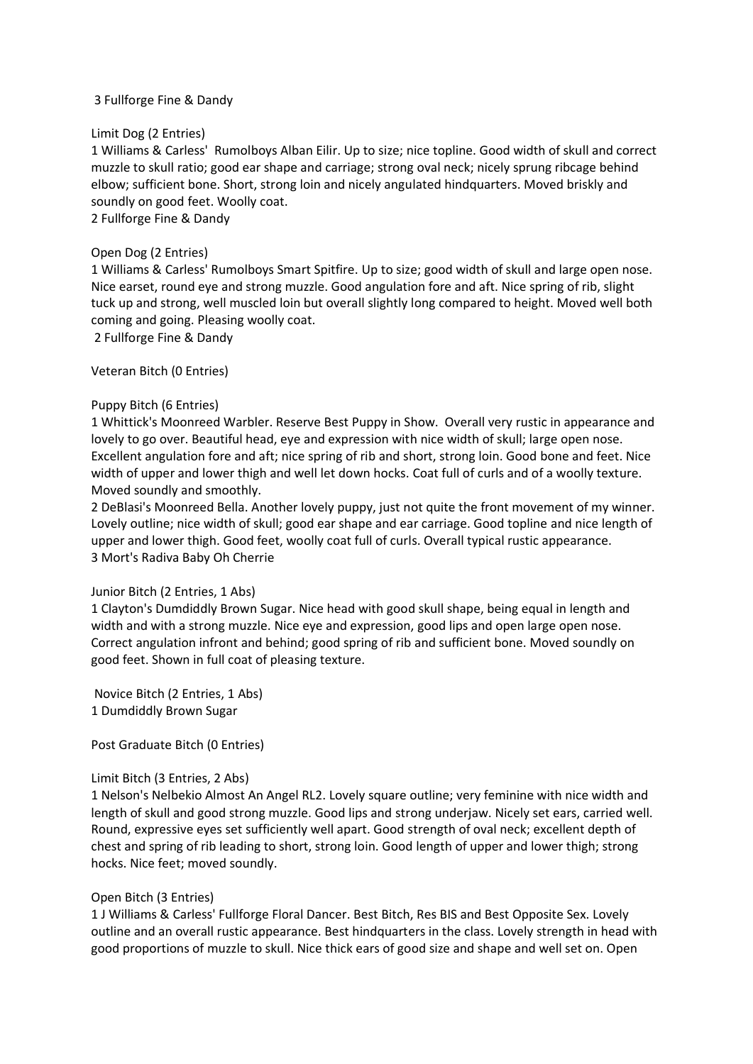3 Fullforge Fine & Dandy

Limit Dog (2 Entries)

1 Williams & Carless' Rumolboys Alban Eilir. Up to size; nice topline. Good width of skull and correct muzzle to skull ratio; good ear shape and carriage; strong oval neck; nicely sprung ribcage behind elbow; sufficient bone. Short, strong loin and nicely angulated hindquarters. Moved briskly and soundly on good feet. Woolly coat.

2 Fullforge Fine & Dandy

Open Dog (2 Entries)

1 Williams & Carless' Rumolboys Smart Spitfire. Up to size; good width of skull and large open nose. Nice earset, round eye and strong muzzle. Good angulation fore and aft. Nice spring of rib, slight tuck up and strong, well muscled loin but overall slightly long compared to height. Moved well both coming and going. Pleasing woolly coat.

2 Fullforge Fine & Dandy

Veteran Bitch (0 Entries)

Puppy Bitch (6 Entries)

1 Whittick's Moonreed Warbler. Reserve Best Puppy in Show. Overall very rustic in appearance and lovely to go over. Beautiful head, eye and expression with nice width of skull; large open nose. Excellent angulation fore and aft; nice spring of rib and short, strong loin. Good bone and feet. Nice width of upper and lower thigh and well let down hocks. Coat full of curls and of a woolly texture. Moved soundly and smoothly.

2 DeBlasi's Moonreed Bella. Another lovely puppy, just not quite the front movement of my winner. Lovely outline; nice width of skull; good ear shape and ear carriage. Good topline and nice length of upper and lower thigh. Good feet, woolly coat full of curls. Overall typical rustic appearance.

3 Mort's Radiva Baby Oh Cherrie

Junior Bitch (2 Entries, 1 Abs)

1 Clayton's Dumdiddly Brown Sugar. Nice head with good skull shape, being equal in length and width and with a strong muzzle. Nice eye and expression, good lips and open large open nose. Correct angulation infront and behind; good spring of rib and sufficient bone. Moved soundly on good feet. Shown in full coat of pleasing texture.

Novice Bitch (2 Entries, 1 Abs)

1 Dumdiddly Brown Sugar

Post Graduate Bitch (0 Entries)

Limit Bitch (3 Entries, 2 Abs)

1 Nelson's Nelbekio Almost An Angel RL2. Lovely square outline; very feminine with nice width and length of skull and good strong muzzle. Good lips and strong underjaw. Nicely set ears, carried well. Round, expressive eyes set sufficiently well apart. Good strength of oval neck; excellent depth of chest and spring of rib leading to short, strong loin. Good length of upper and lower thigh; strong hocks. Nice feet; moved soundly.

Open Bitch (3 Entries)

1 J Williams & Carless' Fullforge Floral Dancer. Best Bitch, Res BIS and Best Opposite Sex. Lovely outline and an overall rustic appearance. Best hindquarters in the class. Lovely strength in head with good proportions of muzzle to skull. Nice thick ears of good size and shape and well set on. Open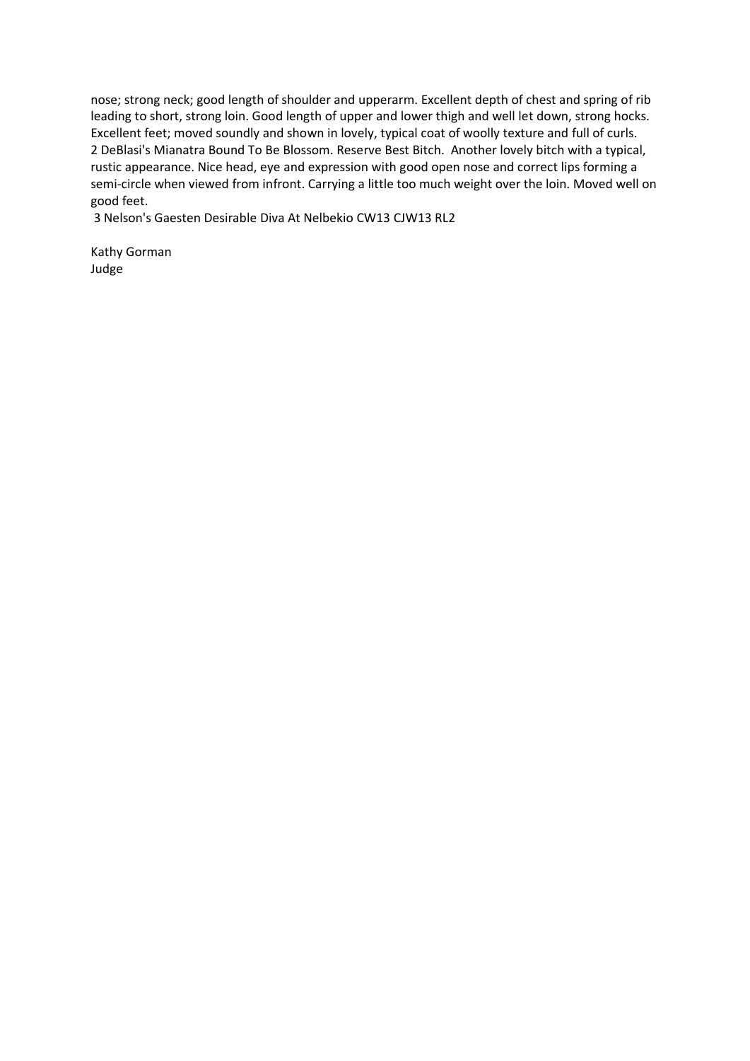nose; strong neck; good length of shoulder and upperarm. Excellent depth of chest and spring of rib leading to short, strong loin. Good length of upper and lower thigh and well let down, strong hocks. Excellent feet; moved soundly and shown in lovely, typical coat of woolly texture and full of curls.
2 DeBlasi's Mianatra Bound To Be Blossom. Reserve Best Bitch. Another lovely bitch with a typical, rustic appearance. Nice head, eye and expression with good open nose and correct lips forming a semi-circle when viewed from infront. Carrying a little too much weight over the loin. Moved well on good feet.
3 Nelson's Gaesten Desirable Diva At Nelbekio CW13 CJW13 RL2

Kathy Gorman
Judge